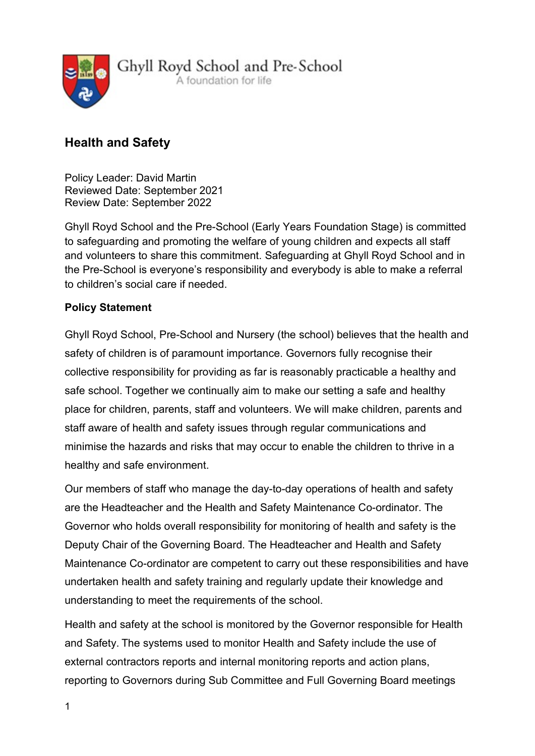Ghyll Royd School and Pre-School

A foundation for life

# Health and Safety

Policy Leader: David Martin
Reviewed Date: September 2021
Review Date: September 2022

Ghyll Royd School and the Pre-School (Early Years Foundation Stage) is committed to safeguarding and promoting the welfare of young children and expects all staff and volunteers to share this commitment. Safeguarding at Ghyll Royd School and in the Pre-School is everyone's responsibility and everybody is able to make a referral to children's social care if needed.

**Policy Statement**

Ghyll Royd School, Pre-School and Nursery (the school) believes that the health and safety of children is of paramount importance. Governors fully recognise their collective responsibility for providing as far is reasonably practicable a healthy and safe school. Together we continually aim to make our setting a safe and healthy place for children, parents, staff and volunteers. We will make children, parents and staff aware of health and safety issues through regular communications and minimise the hazards and risks that may occur to enable the children to thrive in a healthy and safe environment.

Our members of staff who manage the day-to-day operations of health and safety are the Headteacher and the Health and Safety Maintenance Co-ordinator. The Governor who holds overall responsibility for monitoring of health and safety is the Deputy Chair of the Governing Board. The Headteacher and Health and Safety Maintenance Co-ordinator are competent to carry out these responsibilities and have undertaken health and safety training and regularly update their knowledge and understanding to meet the requirements of the school.

Health and safety at the school is monitored by the Governor responsible for Health and Safety. The systems used to monitor Health and Safety include the use of external contractors reports and internal monitoring reports and action plans, reporting to Governors during Sub Committee and Full Governing Board meetings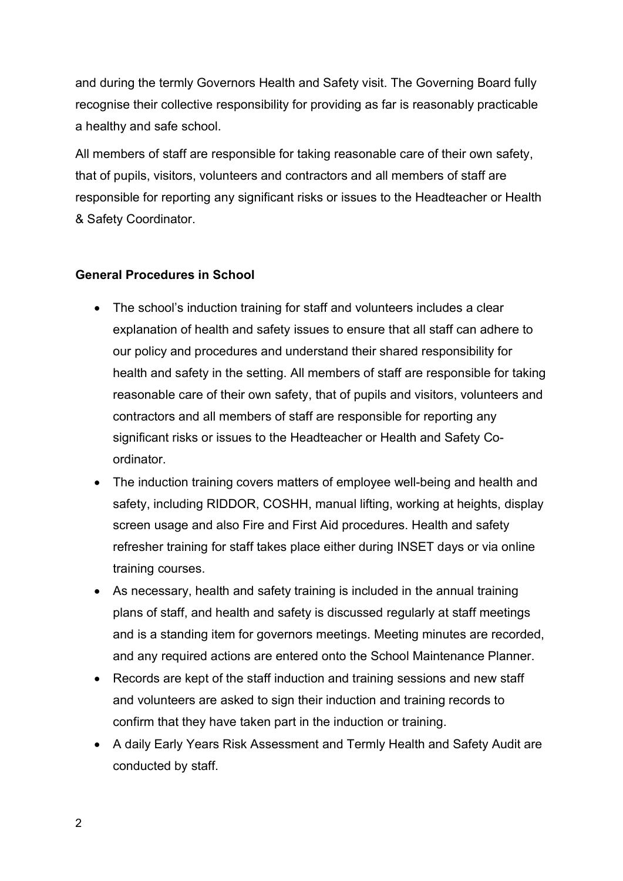and during the termly Governors Health and Safety visit. The Governing Board fully recognise their collective responsibility for providing as far is reasonably practicable a healthy and safe school.

All members of staff are responsible for taking reasonable care of their own safety, that of pupils, visitors, volunteers and contractors and all members of staff are responsible for reporting any significant risks or issues to the Headteacher or Health & Safety Coordinator.

**General Procedures in School**

- The school's induction training for staff and volunteers includes a clear explanation of health and safety issues to ensure that all staff can adhere to our policy and procedures and understand their shared responsibility for health and safety in the setting. All members of staff are responsible for taking reasonable care of their own safety, that of pupils and visitors, volunteers and contractors and all members of staff are responsible for reporting any significant risks or issues to the Headteacher or Health and Safety Co-ordinator.
- The induction training covers matters of employee well-being and health and safety, including RIDDOR, COSHH, manual lifting, working at heights, display screen usage and also Fire and First Aid procedures. Health and safety refresher training for staff takes place either during INSET days or via online training courses.
- As necessary, health and safety training is included in the annual training plans of staff, and health and safety is discussed regularly at staff meetings and is a standing item for governors meetings. Meeting minutes are recorded, and any required actions are entered onto the School Maintenance Planner.
- Records are kept of the staff induction and training sessions and new staff and volunteers are asked to sign their induction and training records to confirm that they have taken part in the induction or training.
- A daily Early Years Risk Assessment and Termly Health and Safety Audit are conducted by staff.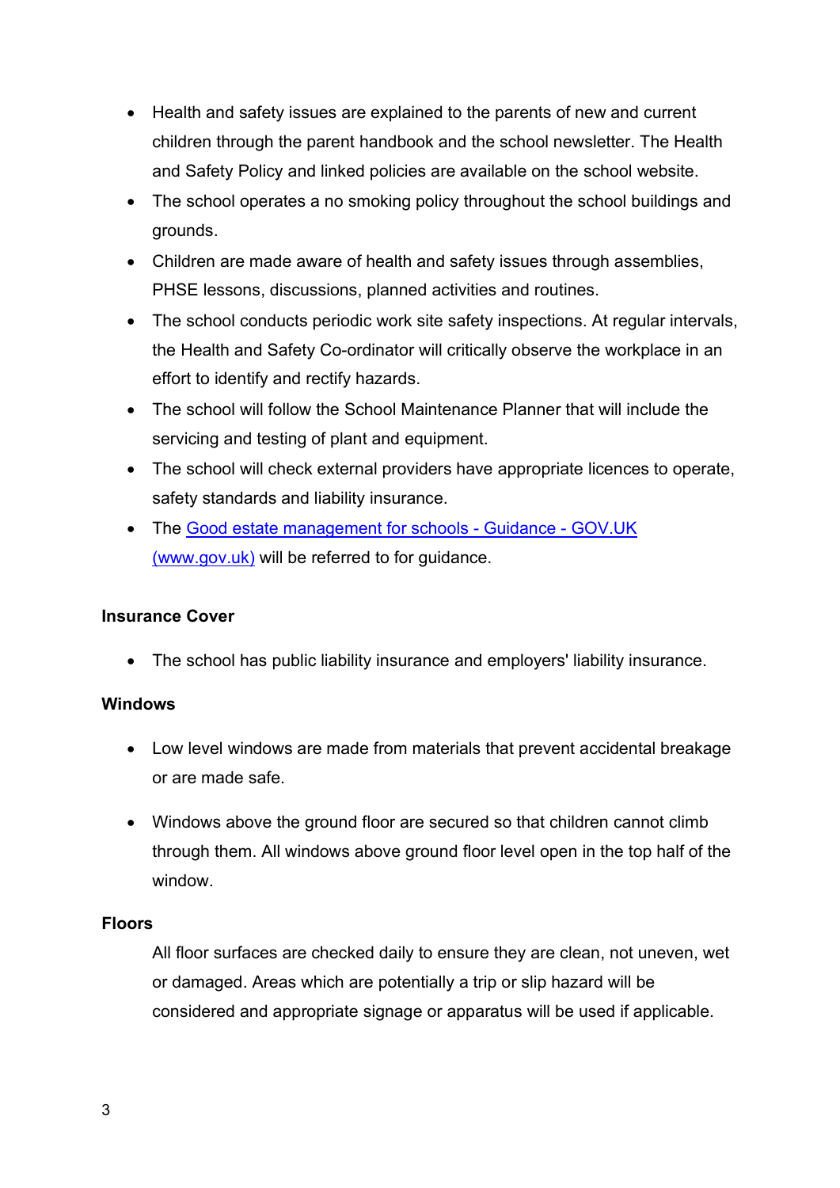- Health and safety issues are explained to the parents of new and current children through the parent handbook and the school newsletter. The Health and Safety Policy and linked policies are available on the school website.
- The school operates a no smoking policy throughout the school buildings and grounds.
- Children are made aware of health and safety issues through assemblies, PHSE lessons, discussions, planned activities and routines.
- The school conducts periodic work site safety inspections. At regular intervals, the Health and Safety Co-ordinator will critically observe the workplace in an effort to identify and rectify hazards.
- The school will follow the School Maintenance Planner that will include the servicing and testing of plant and equipment.
- The school will check external providers have appropriate licences to operate, safety standards and liability insurance.
- The Good estate management for schools - Guidance - GOV.UK (www.gov.uk) will be referred to for guidance.

**Insurance Cover**

- The school has public liability insurance and employers' liability insurance.

**Windows**

- Low level windows are made from materials that prevent accidental breakage or are made safe.
- Windows above the ground floor are secured so that children cannot climb through them. All windows above ground floor level open in the top half of the window.

**Floors**

All floor surfaces are checked daily to ensure they are clean, not uneven, wet or damaged. Areas which are potentially a trip or slip hazard will be considered and appropriate signage or apparatus will be used if applicable.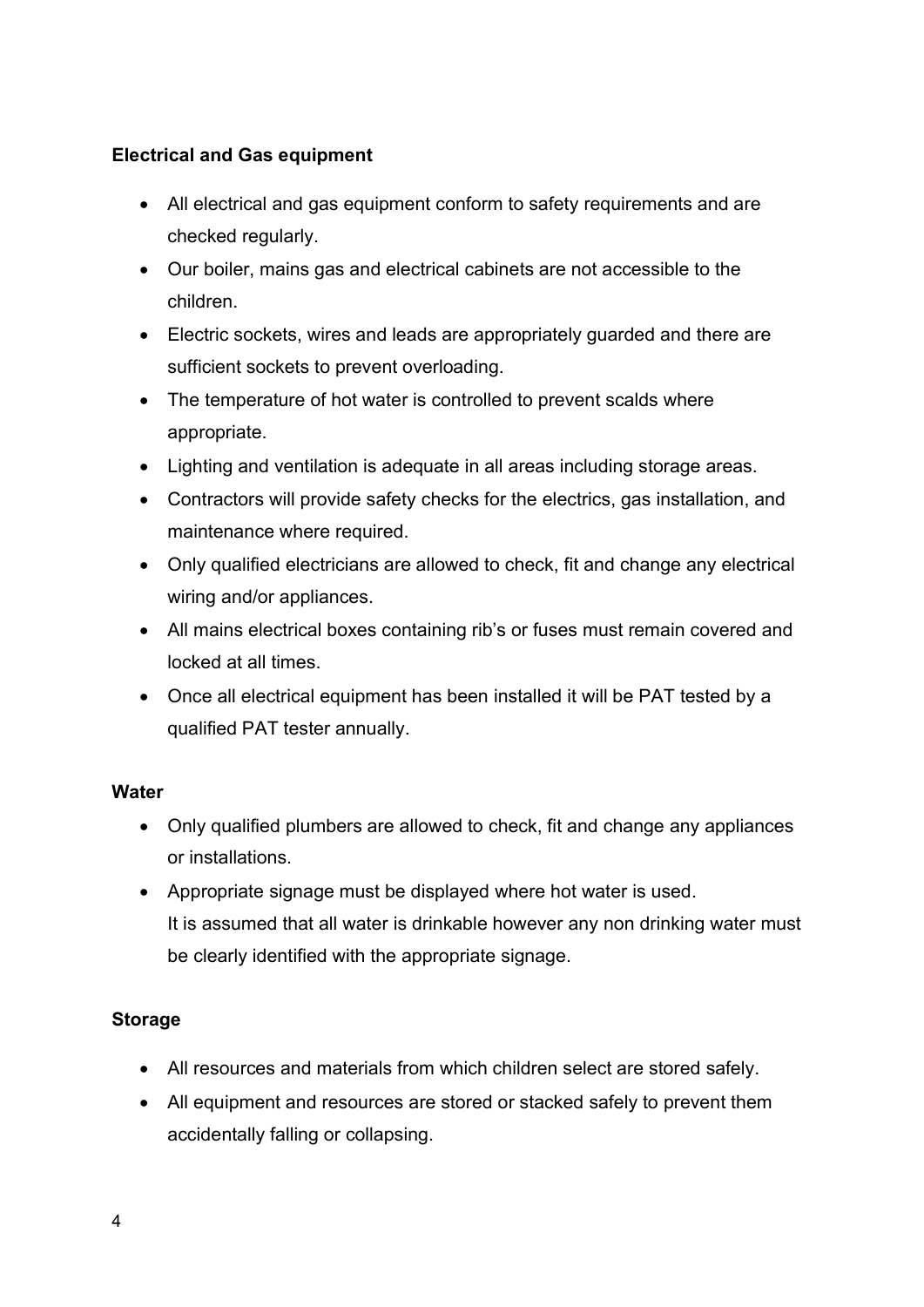**Electrical and Gas equipment**

- All electrical and gas equipment conform to safety requirements and are checked regularly.
- Our boiler, mains gas and electrical cabinets are not accessible to the children.
- Electric sockets, wires and leads are appropriately guarded and there are sufficient sockets to prevent overloading.
- The temperature of hot water is controlled to prevent scalds where appropriate.
- Lighting and ventilation is adequate in all areas including storage areas.
- Contractors will provide safety checks for the electrics, gas installation, and maintenance where required.
- Only qualified electricians are allowed to check, fit and change any electrical wiring and/or appliances.
- All mains electrical boxes containing rib's or fuses must remain covered and locked at all times.
- Once all electrical equipment has been installed it will be PAT tested by a qualified PAT tester annually.

**Water**

- Only qualified plumbers are allowed to check, fit and change any appliances or installations.
- Appropriate signage must be displayed where hot water is used.
  It is assumed that all water is drinkable however any non drinking water must be clearly identified with the appropriate signage.

**Storage**

- All resources and materials from which children select are stored safely.
- All equipment and resources are stored or stacked safely to prevent them accidentally falling or collapsing.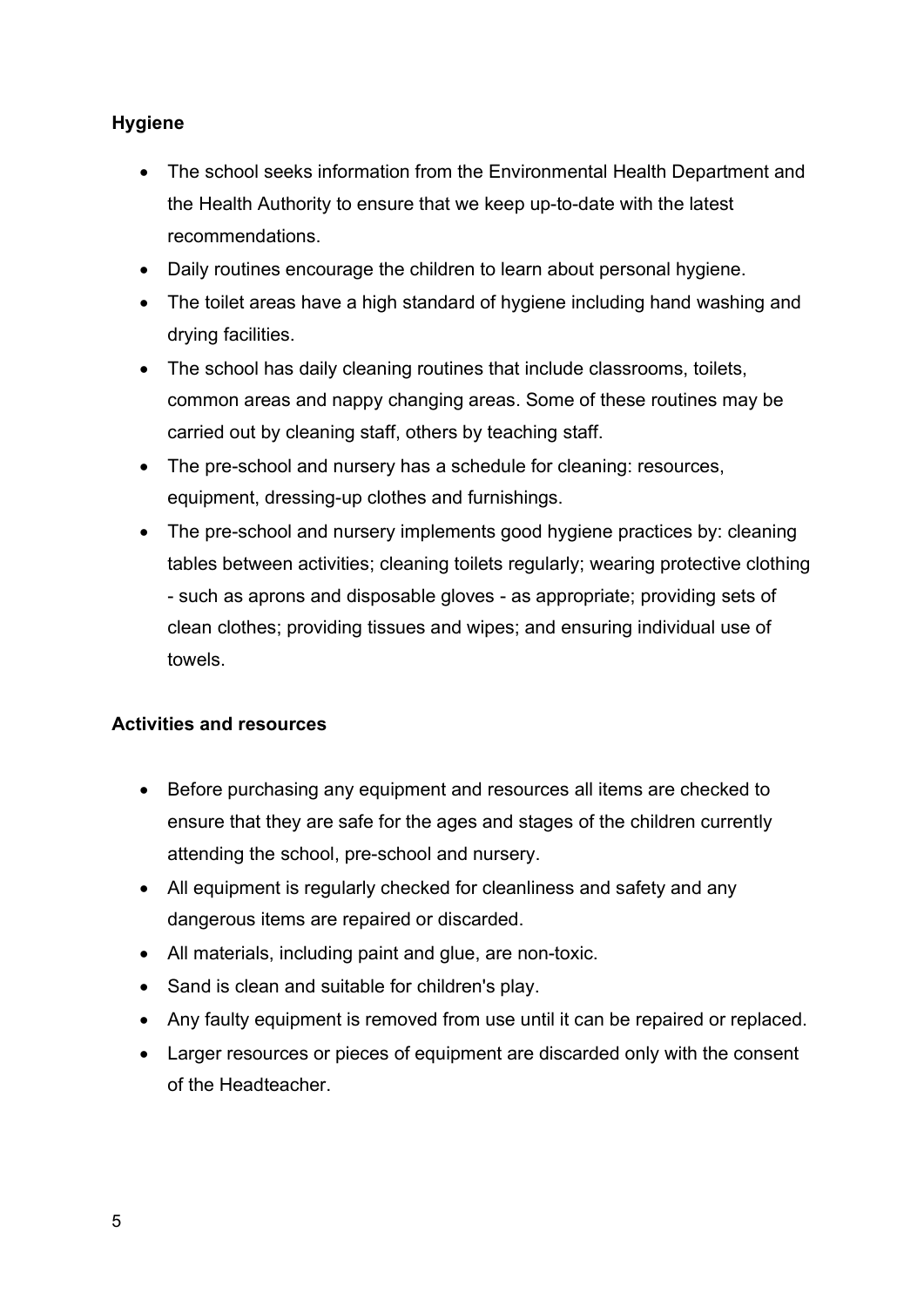**Hygiene**

- The school seeks information from the Environmental Health Department and the Health Authority to ensure that we keep up-to-date with the latest recommendations.
- Daily routines encourage the children to learn about personal hygiene.
- The toilet areas have a high standard of hygiene including hand washing and drying facilities.
- The school has daily cleaning routines that include classrooms, toilets, common areas and nappy changing areas. Some of these routines may be carried out by cleaning staff, others by teaching staff.
- The pre-school and nursery has a schedule for cleaning: resources, equipment, dressing-up clothes and furnishings.
- The pre-school and nursery implements good hygiene practices by: cleaning tables between activities; cleaning toilets regularly; wearing protective clothing - such as aprons and disposable gloves - as appropriate; providing sets of clean clothes; providing tissues and wipes; and ensuring individual use of towels.

**Activities and resources**

- Before purchasing any equipment and resources all items are checked to ensure that they are safe for the ages and stages of the children currently attending the school, pre-school and nursery.
- All equipment is regularly checked for cleanliness and safety and any dangerous items are repaired or discarded.
- All materials, including paint and glue, are non-toxic.
- Sand is clean and suitable for children's play.
- Any faulty equipment is removed from use until it can be repaired or replaced.
- Larger resources or pieces of equipment are discarded only with the consent of the Headteacher.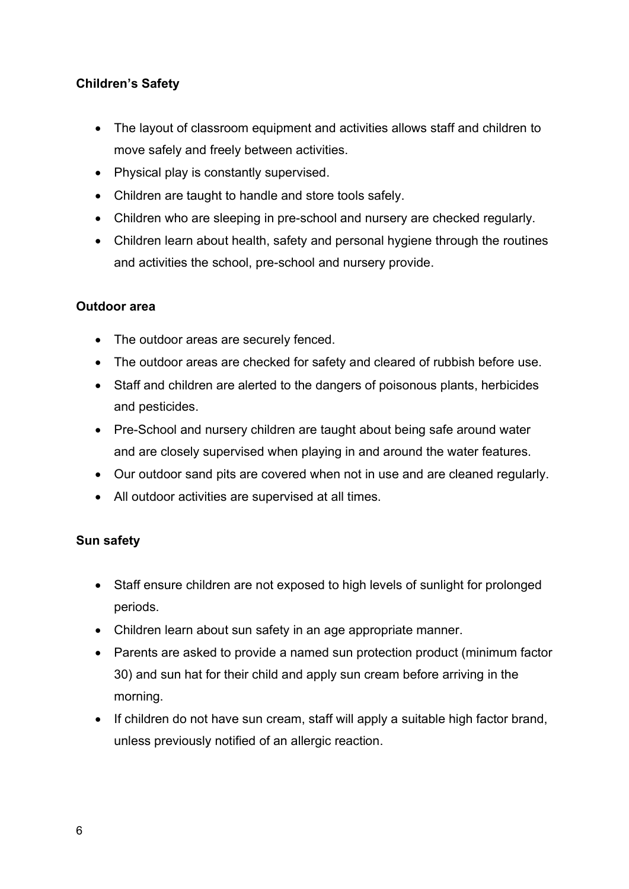**Children's Safety**

- The layout of classroom equipment and activities allows staff and children to move safely and freely between activities.
- Physical play is constantly supervised.
- Children are taught to handle and store tools safely.
- Children who are sleeping in pre-school and nursery are checked regularly.
- Children learn about health, safety and personal hygiene through the routines and activities the school, pre-school and nursery provide.

**Outdoor area**

- The outdoor areas are securely fenced.
- The outdoor areas are checked for safety and cleared of rubbish before use.
- Staff and children are alerted to the dangers of poisonous plants, herbicides and pesticides.
- Pre-School and nursery children are taught about being safe around water and are closely supervised when playing in and around the water features.
- Our outdoor sand pits are covered when not in use and are cleaned regularly.
- All outdoor activities are supervised at all times.

**Sun safety**

- Staff ensure children are not exposed to high levels of sunlight for prolonged periods.
- Children learn about sun safety in an age appropriate manner.
- Parents are asked to provide a named sun protection product (minimum factor 30) and sun hat for their child and apply sun cream before arriving in the morning.
- If children do not have sun cream, staff will apply a suitable high factor brand, unless previously notified of an allergic reaction.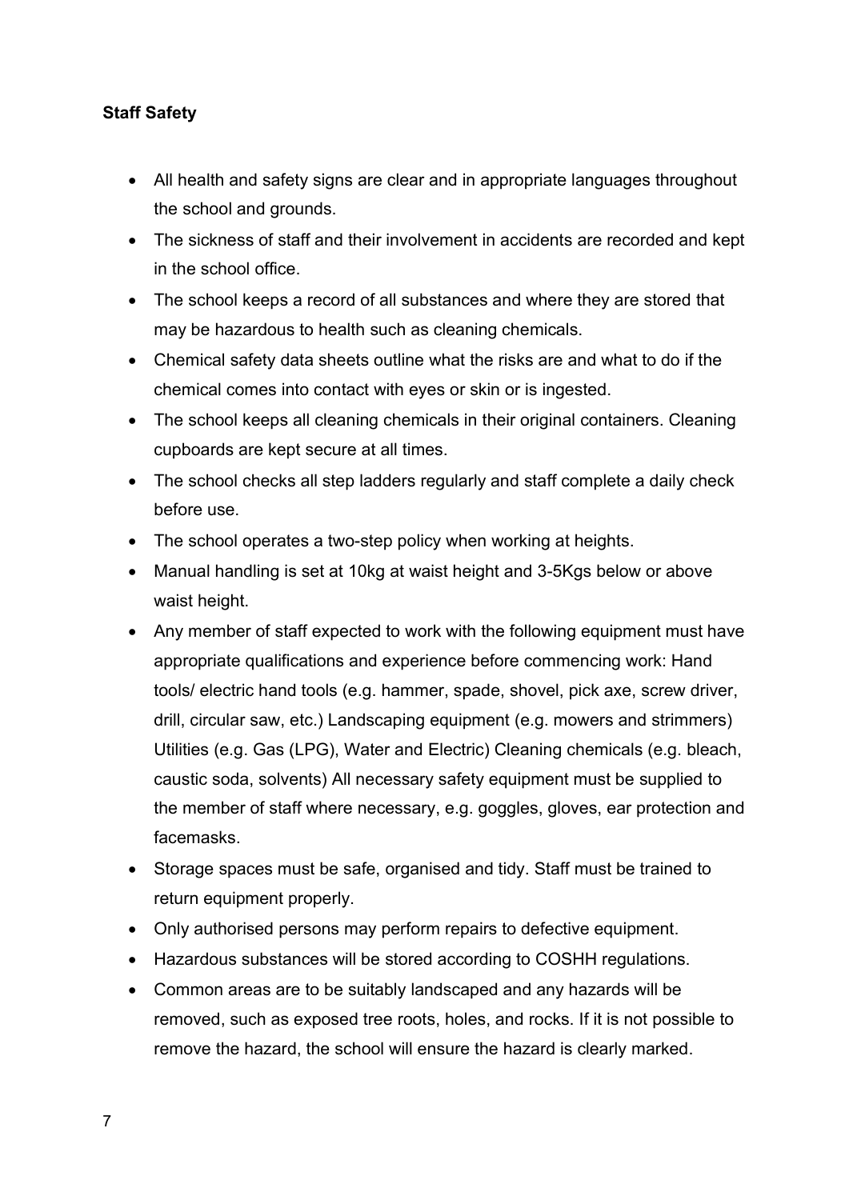**Staff Safety**

- All health and safety signs are clear and in appropriate languages throughout the school and grounds.
- The sickness of staff and their involvement in accidents are recorded and kept in the school office.
- The school keeps a record of all substances and where they are stored that may be hazardous to health such as cleaning chemicals.
- Chemical safety data sheets outline what the risks are and what to do if the chemical comes into contact with eyes or skin or is ingested.
- The school keeps all cleaning chemicals in their original containers. Cleaning cupboards are kept secure at all times.
- The school checks all step ladders regularly and staff complete a daily check before use.
- The school operates a two-step policy when working at heights.
- Manual handling is set at 10kg at waist height and 3-5Kgs below or above waist height.
- Any member of staff expected to work with the following equipment must have appropriate qualifications and experience before commencing work: Hand tools/ electric hand tools (e.g. hammer, spade, shovel, pick axe, screw driver, drill, circular saw, etc.) Landscaping equipment (e.g. mowers and strimmers) Utilities (e.g. Gas (LPG), Water and Electric) Cleaning chemicals (e.g. bleach, caustic soda, solvents) All necessary safety equipment must be supplied to the member of staff where necessary, e.g. goggles, gloves, ear protection and facemasks.
- Storage spaces must be safe, organised and tidy. Staff must be trained to return equipment properly.
- Only authorised persons may perform repairs to defective equipment.
- Hazardous substances will be stored according to COSHH regulations.
- Common areas are to be suitably landscaped and any hazards will be removed, such as exposed tree roots, holes, and rocks. If it is not possible to remove the hazard, the school will ensure the hazard is clearly marked.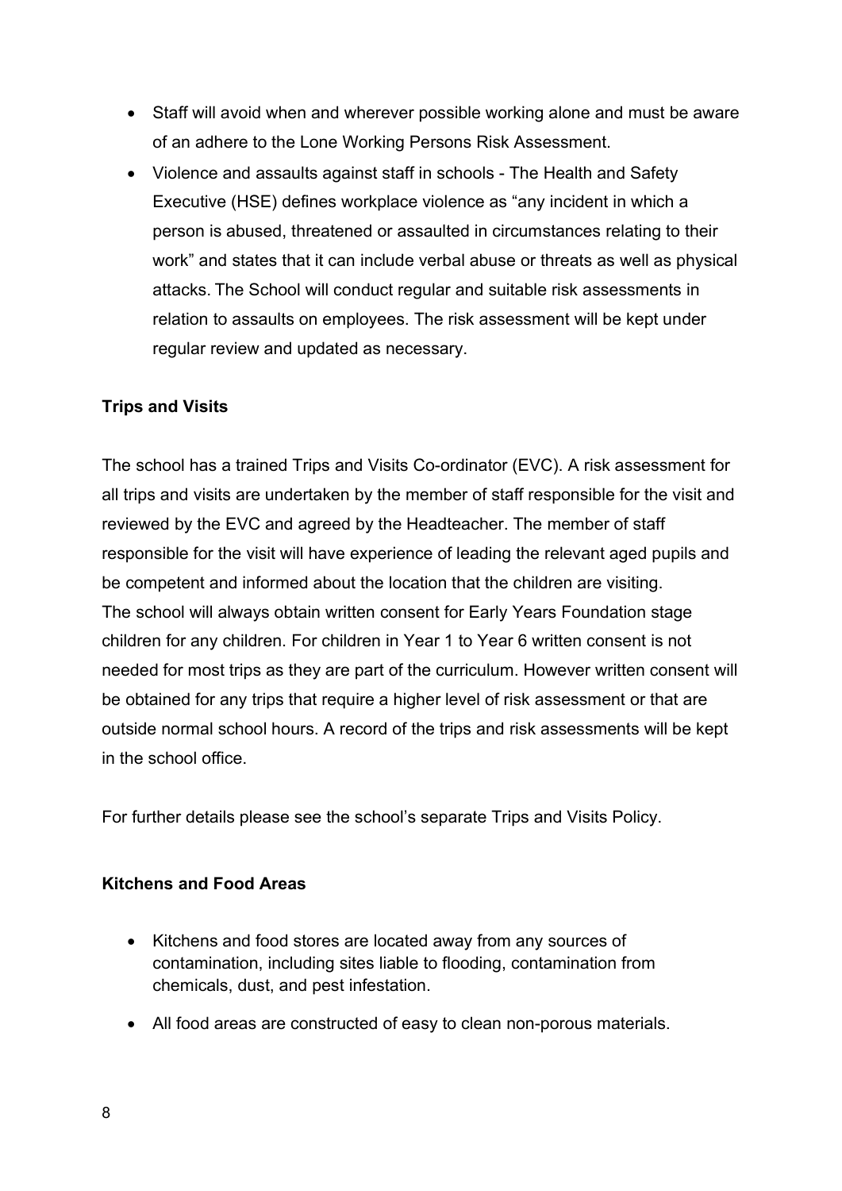- Staff will avoid when and wherever possible working alone and must be aware of an adhere to the Lone Working Persons Risk Assessment.
- Violence and assaults against staff in schools - The Health and Safety Executive (HSE) defines workplace violence as “any incident in which a person is abused, threatened or assaulted in circumstances relating to their work” and states that it can include verbal abuse or threats as well as physical attacks. The School will conduct regular and suitable risk assessments in relation to assaults on employees. The risk assessment will be kept under regular review and updated as necessary.

**Trips and Visits**

The school has a trained Trips and Visits Co-ordinator (EVC). A risk assessment for all trips and visits are undertaken by the member of staff responsible for the visit and reviewed by the EVC and agreed by the Headteacher. The member of staff responsible for the visit will have experience of leading the relevant aged pupils and be competent and informed about the location that the children are visiting.
The school will always obtain written consent for Early Years Foundation stage children for any children. For children in Year 1 to Year 6 written consent is not needed for most trips as they are part of the curriculum. However written consent will be obtained for any trips that require a higher level of risk assessment or that are outside normal school hours. A record of the trips and risk assessments will be kept in the school office.

For further details please see the school’s separate Trips and Visits Policy.

**Kitchens and Food Areas**

- Kitchens and food stores are located away from any sources of contamination, including sites liable to flooding, contamination from chemicals, dust, and pest infestation.
- All food areas are constructed of easy to clean non-porous materials.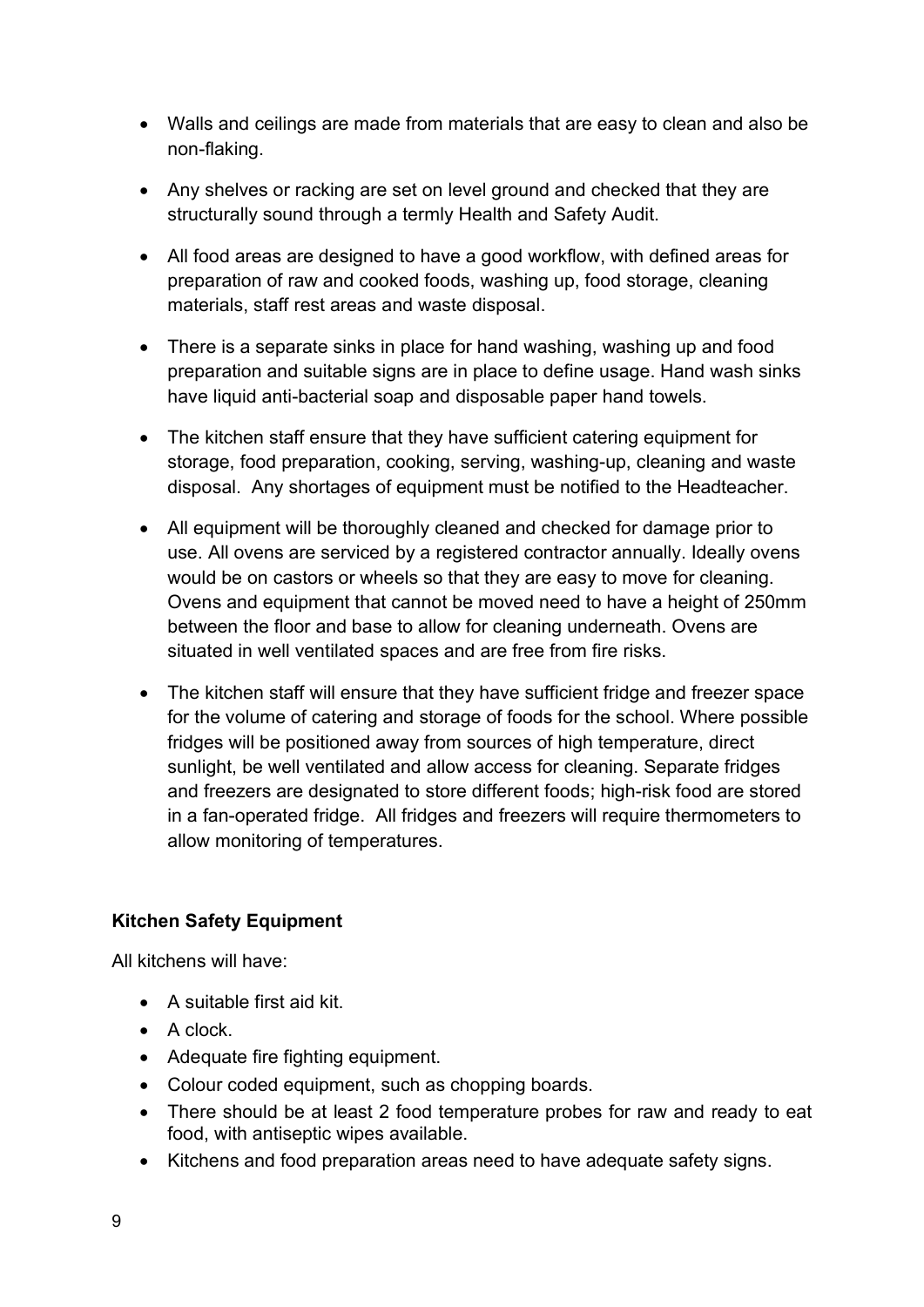- Walls and ceilings are made from materials that are easy to clean and also be non-flaking.
- Any shelves or racking are set on level ground and checked that they are structurally sound through a termly Health and Safety Audit.
- All food areas are designed to have a good workflow, with defined areas for preparation of raw and cooked foods, washing up, food storage, cleaning materials, staff rest areas and waste disposal.
- There is a separate sinks in place for hand washing, washing up and food preparation and suitable signs are in place to define usage. Hand wash sinks have liquid anti-bacterial soap and disposable paper hand towels.
- The kitchen staff ensure that they have sufficient catering equipment for storage, food preparation, cooking, serving, washing-up, cleaning and waste disposal. Any shortages of equipment must be notified to the Headteacher.
- All equipment will be thoroughly cleaned and checked for damage prior to use. All ovens are serviced by a registered contractor annually. Ideally ovens would be on castors or wheels so that they are easy to move for cleaning. Ovens and equipment that cannot be moved need to have a height of 250mm between the floor and base to allow for cleaning underneath. Ovens are situated in well ventilated spaces and are free from fire risks.
- The kitchen staff will ensure that they have sufficient fridge and freezer space for the volume of catering and storage of foods for the school. Where possible fridges will be positioned away from sources of high temperature, direct sunlight, be well ventilated and allow access for cleaning. Separate fridges and freezers are designated to store different foods; high-risk food are stored in a fan-operated fridge. All fridges and freezers will require thermometers to allow monitoring of temperatures.

**Kitchen Safety Equipment**

All kitchens will have:

- A suitable first aid kit.
- A clock.
- Adequate fire fighting equipment.
- Colour coded equipment, such as chopping boards.
- There should be at least 2 food temperature probes for raw and ready to eat food, with antiseptic wipes available.
- Kitchens and food preparation areas need to have adequate safety signs.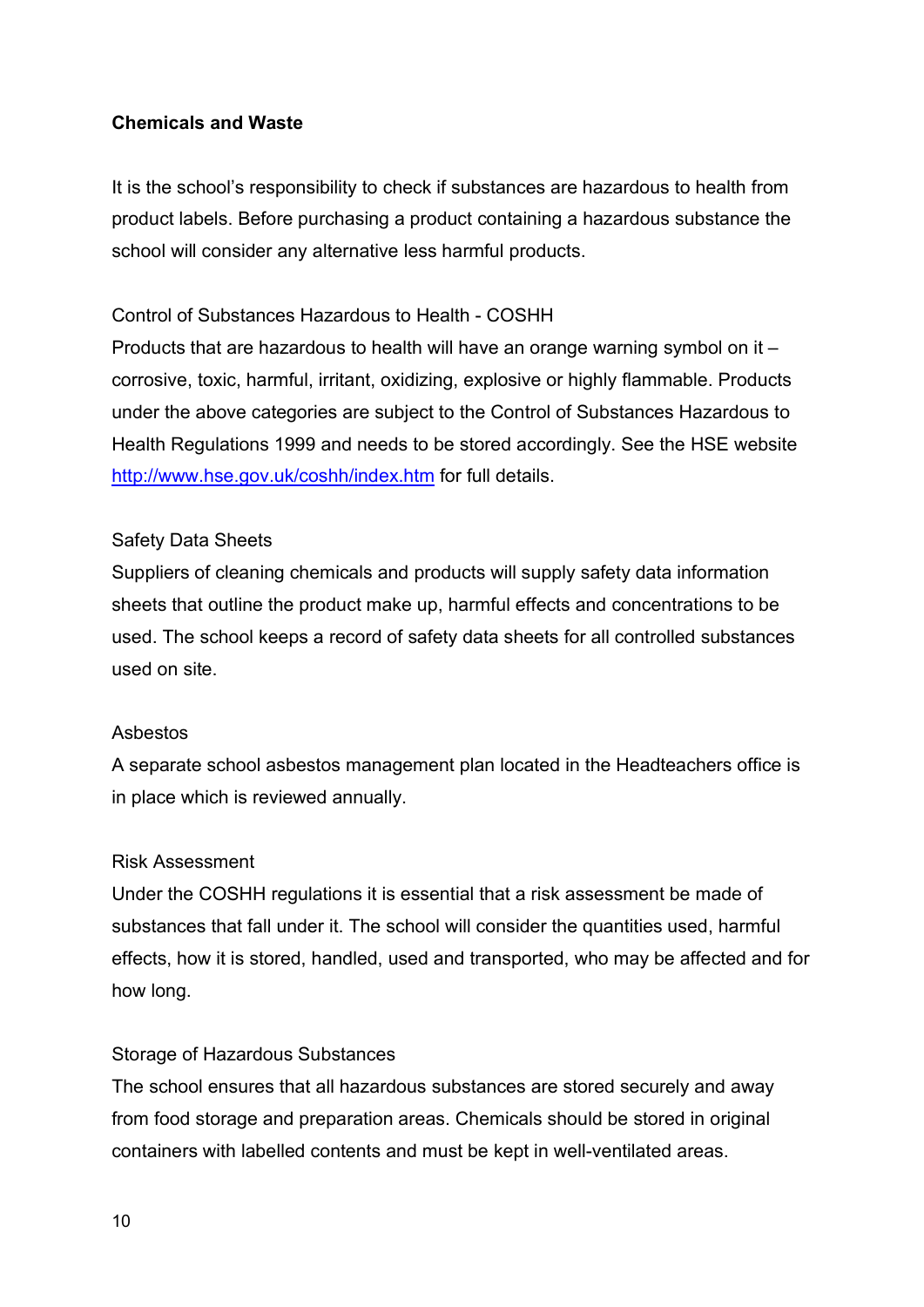**Chemicals and Waste**

It is the school's responsibility to check if substances are hazardous to health from product labels. Before purchasing a product containing a hazardous substance the school will consider any alternative less harmful products.

Control of Substances Hazardous to Health - COSHH
Products that are hazardous to health will have an orange warning symbol on it – corrosive, toxic, harmful, irritant, oxidizing, explosive or highly flammable. Products under the above categories are subject to the Control of Substances Hazardous to Health Regulations 1999 and needs to be stored accordingly. See the HSE website [http://www.hse.gov.uk/coshh/index.htm](http://www.hse.gov.uk/coshh/index.htm) for full details.

Safety Data Sheets
Suppliers of cleaning chemicals and products will supply safety data information sheets that outline the product make up, harmful effects and concentrations to be used. The school keeps a record of safety data sheets for all controlled substances used on site.

Asbestos
A separate school asbestos management plan located in the Headteachers office is in place which is reviewed annually.

Risk Assessment
Under the COSHH regulations it is essential that a risk assessment be made of substances that fall under it. The school will consider the quantities used, harmful effects, how it is stored, handled, used and transported, who may be affected and for how long.

Storage of Hazardous Substances
The school ensures that all hazardous substances are stored securely and away from food storage and preparation areas. Chemicals should be stored in original containers with labelled contents and must be kept in well-ventilated areas.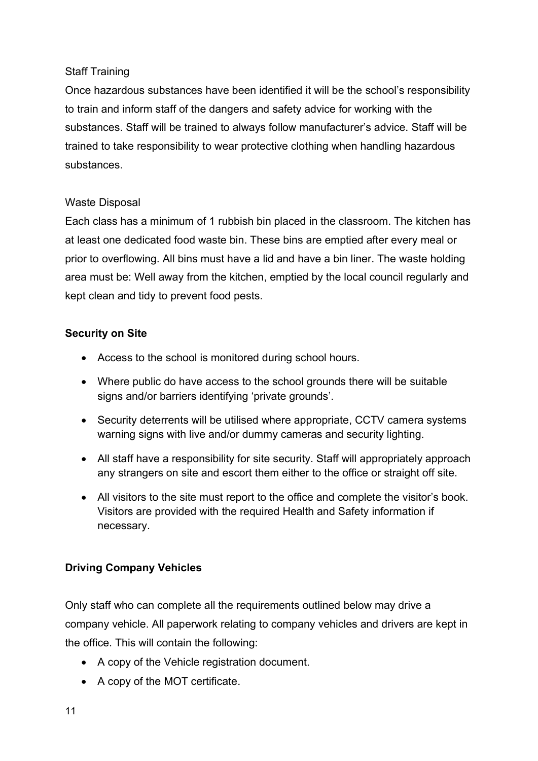Staff Training

Once hazardous substances have been identified it will be the school's responsibility to train and inform staff of the dangers and safety advice for working with the substances. Staff will be trained to always follow manufacturer's advice. Staff will be trained to take responsibility to wear protective clothing when handling hazardous substances.

Waste Disposal

Each class has a minimum of 1 rubbish bin placed in the classroom. The kitchen has at least one dedicated food waste bin. These bins are emptied after every meal or prior to overflowing. All bins must have a lid and have a bin liner. The waste holding area must be: Well away from the kitchen, emptied by the local council regularly and kept clean and tidy to prevent food pests.

**Security on Site**

- Access to the school is monitored during school hours.
- Where public do have access to the school grounds there will be suitable signs and/or barriers identifying 'private grounds'.
- Security deterrents will be utilised where appropriate, CCTV camera systems warning signs with live and/or dummy cameras and security lighting.
- All staff have a responsibility for site security. Staff will appropriately approach any strangers on site and escort them either to the office or straight off site.
- All visitors to the site must report to the office and complete the visitor's book. Visitors are provided with the required Health and Safety information if necessary.

**Driving Company Vehicles**

Only staff who can complete all the requirements outlined below may drive a company vehicle. All paperwork relating to company vehicles and drivers are kept in the office. This will contain the following:

- A copy of the Vehicle registration document.
- A copy of the MOT certificate.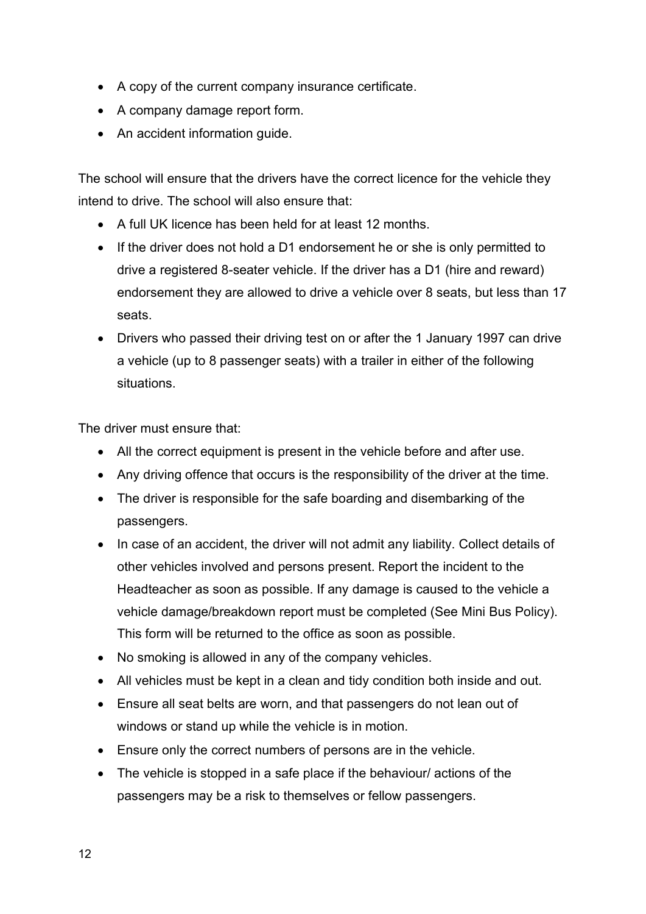- A copy of the current company insurance certificate.
- A company damage report form.
- An accident information guide.

The school will ensure that the drivers have the correct licence for the vehicle they intend to drive. The school will also ensure that:

- A full UK licence has been held for at least 12 months.
- If the driver does not hold a D1 endorsement he or she is only permitted to drive a registered 8-seater vehicle. If the driver has a D1 (hire and reward) endorsement they are allowed to drive a vehicle over 8 seats, but less than 17 seats.
- Drivers who passed their driving test on or after the 1 January 1997 can drive a vehicle (up to 8 passenger seats) with a trailer in either of the following situations.

The driver must ensure that:

- All the correct equipment is present in the vehicle before and after use.
- Any driving offence that occurs is the responsibility of the driver at the time.
- The driver is responsible for the safe boarding and disembarking of the passengers.
- In case of an accident, the driver will not admit any liability. Collect details of other vehicles involved and persons present. Report the incident to the Headteacher as soon as possible. If any damage is caused to the vehicle a vehicle damage/breakdown report must be completed (See Mini Bus Policy). This form will be returned to the office as soon as possible.
- No smoking is allowed in any of the company vehicles.
- All vehicles must be kept in a clean and tidy condition both inside and out.
- Ensure all seat belts are worn, and that passengers do not lean out of windows or stand up while the vehicle is in motion.
- Ensure only the correct numbers of persons are in the vehicle.
- The vehicle is stopped in a safe place if the behaviour/ actions of the passengers may be a risk to themselves or fellow passengers.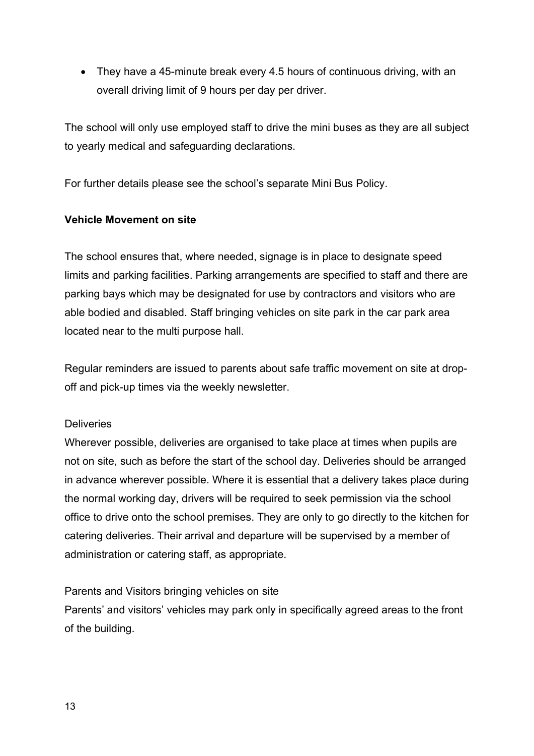- They have a 45-minute break every 4.5 hours of continuous driving, with an overall driving limit of 9 hours per day per driver.

The school will only use employed staff to drive the mini buses as they are all subject to yearly medical and safeguarding declarations.

For further details please see the school's separate Mini Bus Policy.

**Vehicle Movement on site**

The school ensures that, where needed, signage is in place to designate speed limits and parking facilities. Parking arrangements are specified to staff and there are parking bays which may be designated for use by contractors and visitors who are able bodied and disabled. Staff bringing vehicles on site park in the car park area located near to the multi purpose hall.

Regular reminders are issued to parents about safe traffic movement on site at drop-off and pick-up times via the weekly newsletter.

Deliveries

Wherever possible, deliveries are organised to take place at times when pupils are not on site, such as before the start of the school day. Deliveries should be arranged in advance wherever possible. Where it is essential that a delivery takes place during the normal working day, drivers will be required to seek permission via the school office to drive onto the school premises. They are only to go directly to the kitchen for catering deliveries. Their arrival and departure will be supervised by a member of administration or catering staff, as appropriate.

Parents and Visitors bringing vehicles on site

Parents' and visitors' vehicles may park only in specifically agreed areas to the front of the building.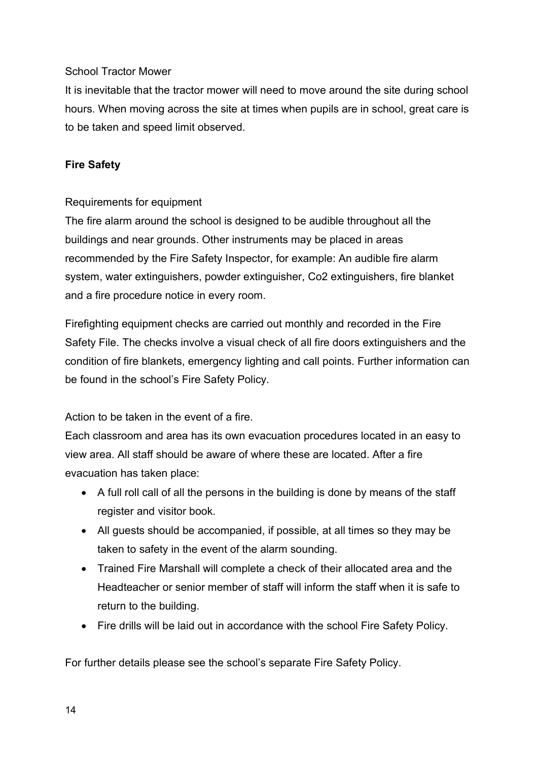School Tractor Mower

It is inevitable that the tractor mower will need to move around the site during school hours. When moving across the site at times when pupils are in school, great care is to be taken and speed limit observed.

**Fire Safety**

Requirements for equipment

The fire alarm around the school is designed to be audible throughout all the buildings and near grounds. Other instruments may be placed in areas recommended by the Fire Safety Inspector, for example: An audible fire alarm system, water extinguishers, powder extinguisher, Co2 extinguishers, fire blanket and a fire procedure notice in every room.

Firefighting equipment checks are carried out monthly and recorded in the Fire Safety File. The checks involve a visual check of all fire doors extinguishers and the condition of fire blankets, emergency lighting and call points. Further information can be found in the school's Fire Safety Policy.

Action to be taken in the event of a fire.

Each classroom and area has its own evacuation procedures located in an easy to view area. All staff should be aware of where these are located. After a fire evacuation has taken place:

- A full roll call of all the persons in the building is done by means of the staff register and visitor book.
- All guests should be accompanied, if possible, at all times so they may be taken to safety in the event of the alarm sounding.
- Trained Fire Marshall will complete a check of their allocated area and the Headteacher or senior member of staff will inform the staff when it is safe to return to the building.
- Fire drills will be laid out in accordance with the school Fire Safety Policy.

For further details please see the school's separate Fire Safety Policy.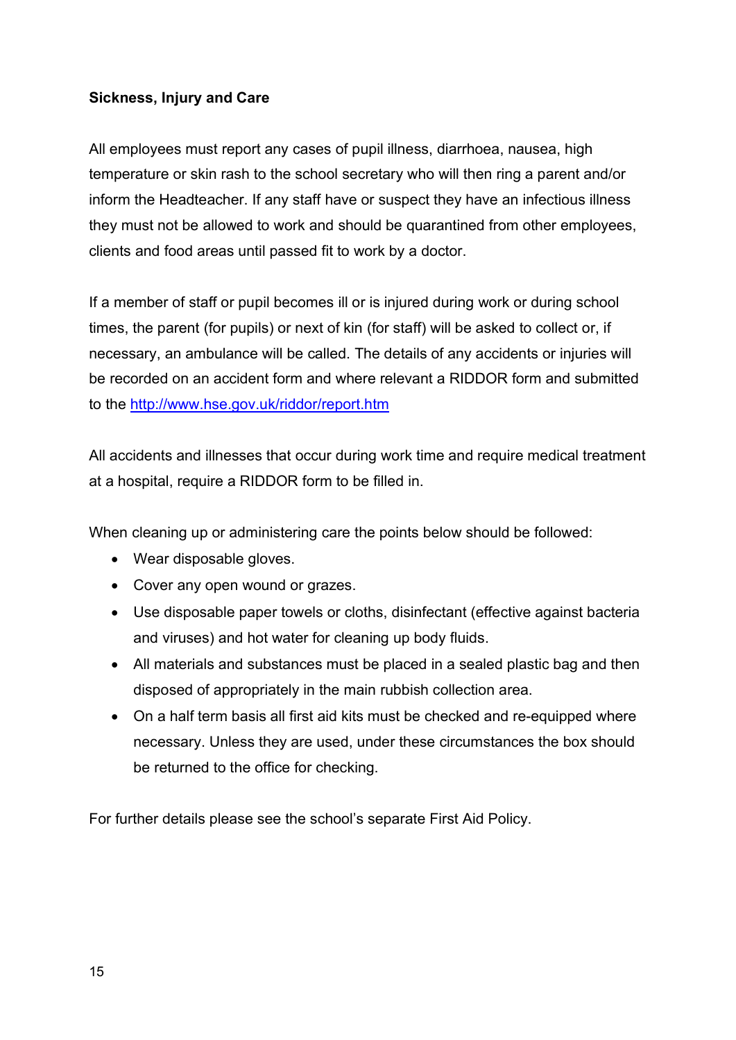**Sickness, Injury and Care**

All employees must report any cases of pupil illness, diarrhoea, nausea, high temperature or skin rash to the school secretary who will then ring a parent and/or inform the Headteacher. If any staff have or suspect they have an infectious illness they must not be allowed to work and should be quarantined from other employees, clients and food areas until passed fit to work by a doctor.

If a member of staff or pupil becomes ill or is injured during work or during school times, the parent (for pupils) or next of kin (for staff) will be asked to collect or, if necessary, an ambulance will be called. The details of any accidents or injuries will be recorded on an accident form and where relevant a RIDDOR form and submitted to the [http://www.hse.gov.uk/riddor/report.htm](http://www.hse.gov.uk/riddor/report.htm)

All accidents and illnesses that occur during work time and require medical treatment at a hospital, require a RIDDOR form to be filled in.

When cleaning up or administering care the points below should be followed:

- Wear disposable gloves.
- Cover any open wound or grazes.
- Use disposable paper towels or cloths, disinfectant (effective against bacteria and viruses) and hot water for cleaning up body fluids.
- All materials and substances must be placed in a sealed plastic bag and then disposed of appropriately in the main rubbish collection area.
- On a half term basis all first aid kits must be checked and re-equipped where necessary. Unless they are used, under these circumstances the box should be returned to the office for checking.

For further details please see the school's separate First Aid Policy.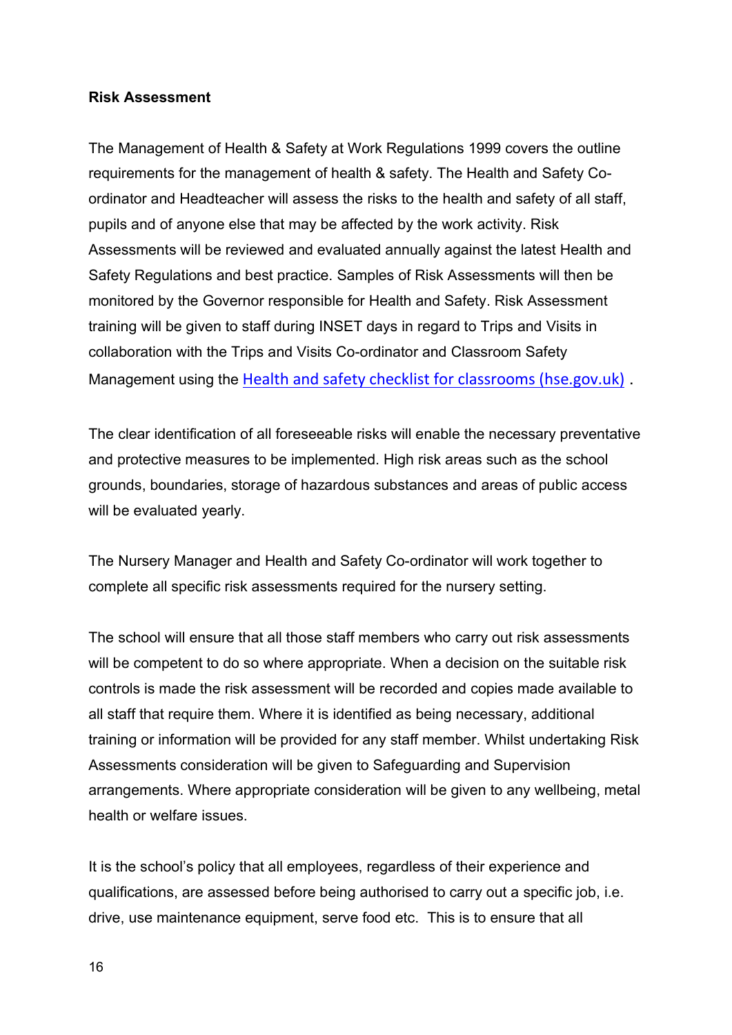**Risk Assessment**

The Management of Health & Safety at Work Regulations 1999 covers the outline requirements for the management of health & safety. The Health and Safety Co-ordinator and Headteacher will assess the risks to the health and safety of all staff, pupils and of anyone else that may be affected by the work activity. Risk Assessments will be reviewed and evaluated annually against the latest Health and Safety Regulations and best practice. Samples of Risk Assessments will then be monitored by the Governor responsible for Health and Safety. Risk Assessment training will be given to staff during INSET days in regard to Trips and Visits in collaboration with the Trips and Visits Co-ordinator and Classroom Safety Management using the Health and safety checklist for classrooms (hse.gov.uk) .

The clear identification of all foreseeable risks will enable the necessary preventative and protective measures to be implemented. High risk areas such as the school grounds, boundaries, storage of hazardous substances and areas of public access will be evaluated yearly.

The Nursery Manager and Health and Safety Co-ordinator will work together to complete all specific risk assessments required for the nursery setting.

The school will ensure that all those staff members who carry out risk assessments will be competent to do so where appropriate. When a decision on the suitable risk controls is made the risk assessment will be recorded and copies made available to all staff that require them. Where it is identified as being necessary, additional training or information will be provided for any staff member. Whilst undertaking Risk Assessments consideration will be given to Safeguarding and Supervision arrangements. Where appropriate consideration will be given to any wellbeing, metal health or welfare issues.

It is the school's policy that all employees, regardless of their experience and qualifications, are assessed before being authorised to carry out a specific job, i.e. drive, use maintenance equipment, serve food etc. This is to ensure that all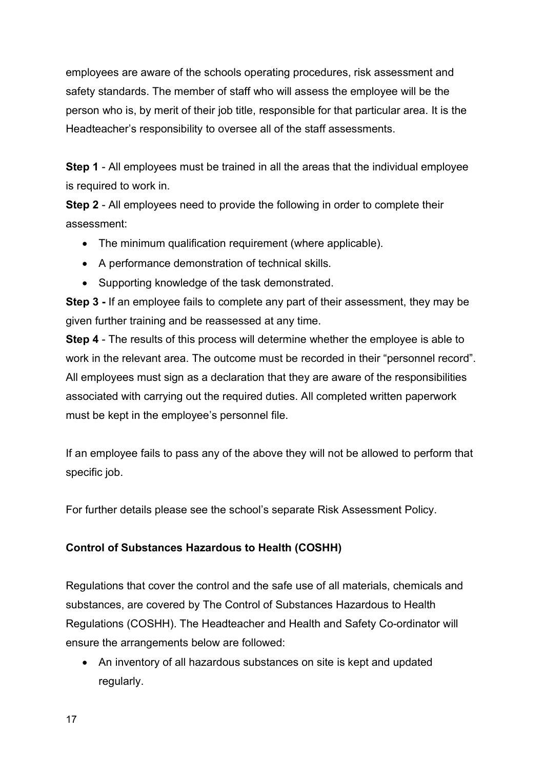employees are aware of the schools operating procedures, risk assessment and safety standards. The member of staff who will assess the employee will be the person who is, by merit of their job title, responsible for that particular area. It is the Headteacher's responsibility to oversee all of the staff assessments.

**Step 1** - All employees must be trained in all the areas that the individual employee is required to work in.

**Step 2** - All employees need to provide the following in order to complete their assessment:

- The minimum qualification requirement (where applicable).
- A performance demonstration of technical skills.
- Supporting knowledge of the task demonstrated.

**Step 3 -** If an employee fails to complete any part of their assessment, they may be given further training and be reassessed at any time.

**Step 4** - The results of this process will determine whether the employee is able to work in the relevant area. The outcome must be recorded in their "personnel record". All employees must sign as a declaration that they are aware of the responsibilities associated with carrying out the required duties. All completed written paperwork must be kept in the employee's personnel file.

If an employee fails to pass any of the above they will not be allowed to perform that specific job.

For further details please see the school's separate Risk Assessment Policy.

**Control of Substances Hazardous to Health (COSHH)**

Regulations that cover the control and the safe use of all materials, chemicals and substances, are covered by The Control of Substances Hazardous to Health Regulations (COSHH). The Headteacher and Health and Safety Co-ordinator will ensure the arrangements below are followed:

- An inventory of all hazardous substances on site is kept and updated regularly.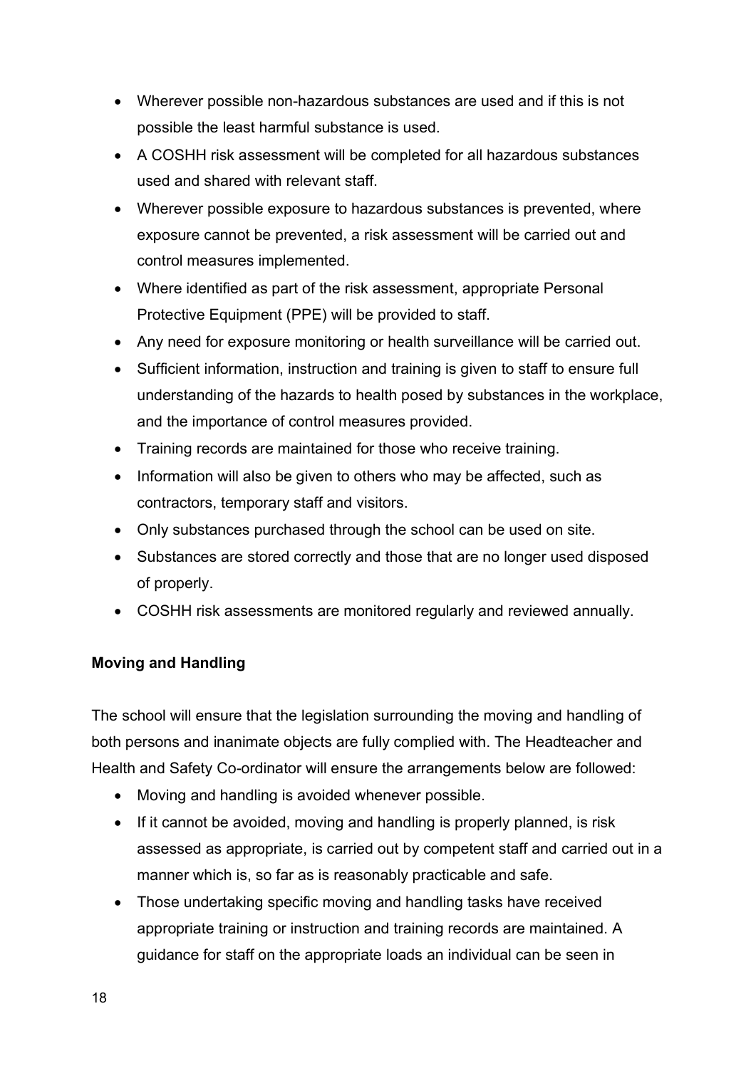- Wherever possible non-hazardous substances are used and if this is not possible the least harmful substance is used.
- A COSHH risk assessment will be completed for all hazardous substances used and shared with relevant staff.
- Wherever possible exposure to hazardous substances is prevented, where exposure cannot be prevented, a risk assessment will be carried out and control measures implemented.
- Where identified as part of the risk assessment, appropriate Personal Protective Equipment (PPE) will be provided to staff.
- Any need for exposure monitoring or health surveillance will be carried out.
- Sufficient information, instruction and training is given to staff to ensure full understanding of the hazards to health posed by substances in the workplace, and the importance of control measures provided.
- Training records are maintained for those who receive training.
- Information will also be given to others who may be affected, such as contractors, temporary staff and visitors.
- Only substances purchased through the school can be used on site.
- Substances are stored correctly and those that are no longer used disposed of properly.
- COSHH risk assessments are monitored regularly and reviewed annually.

**Moving and Handling**

The school will ensure that the legislation surrounding the moving and handling of both persons and inanimate objects are fully complied with. The Headteacher and Health and Safety Co-ordinator will ensure the arrangements below are followed:

- Moving and handling is avoided whenever possible.
- If it cannot be avoided, moving and handling is properly planned, is risk assessed as appropriate, is carried out by competent staff and carried out in a manner which is, so far as is reasonably practicable and safe.
- Those undertaking specific moving and handling tasks have received appropriate training or instruction and training records are maintained. A guidance for staff on the appropriate loads an individual can be seen in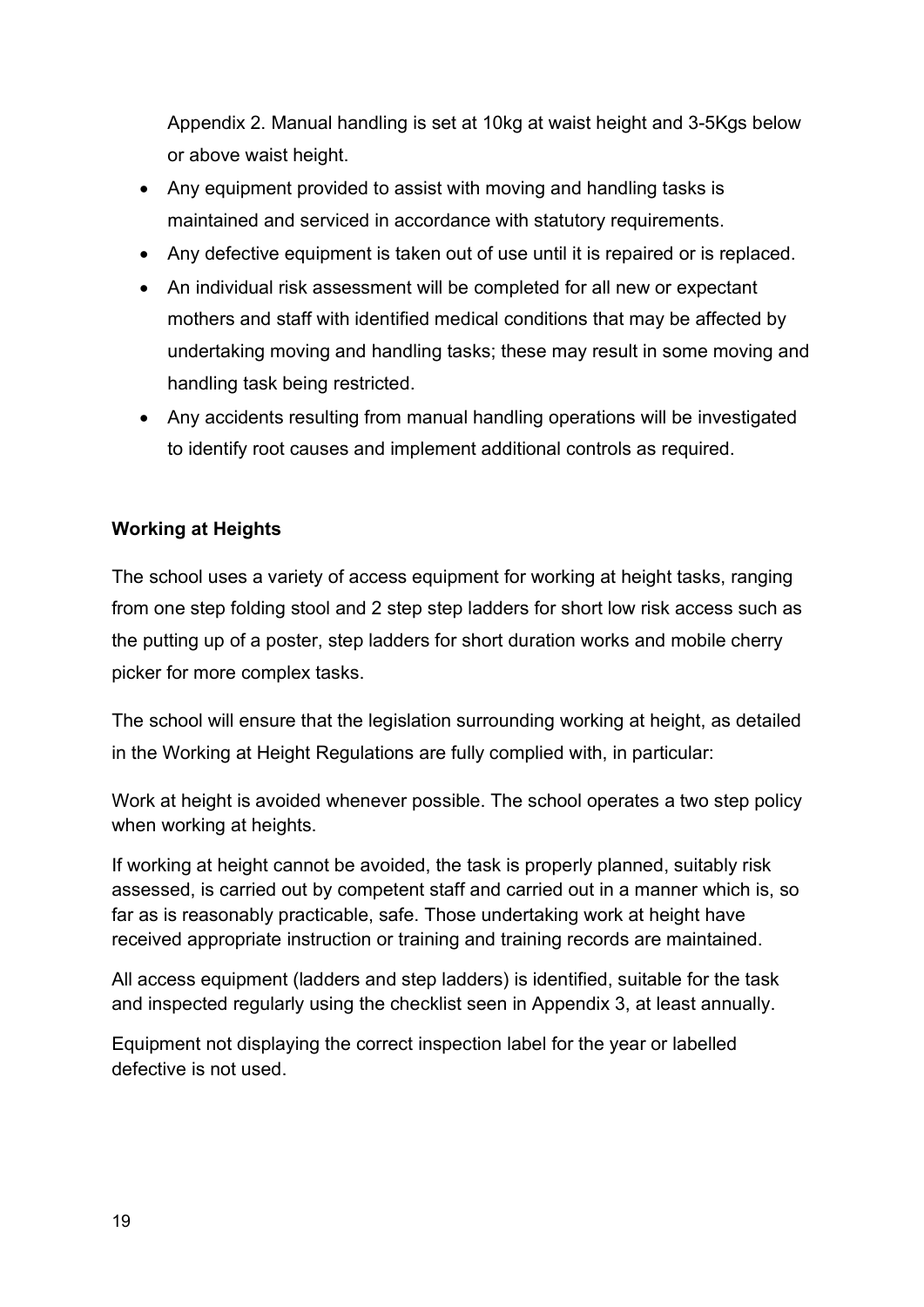Appendix 2. Manual handling is set at 10kg at waist height and 3-5Kgs below or above waist height.

- Any equipment provided to assist with moving and handling tasks is maintained and serviced in accordance with statutory requirements.
- Any defective equipment is taken out of use until it is repaired or is replaced.
- An individual risk assessment will be completed for all new or expectant mothers and staff with identified medical conditions that may be affected by undertaking moving and handling tasks; these may result in some moving and handling task being restricted.
- Any accidents resulting from manual handling operations will be investigated to identify root causes and implement additional controls as required.

**Working at Heights**

The school uses a variety of access equipment for working at height tasks, ranging from one step folding stool and 2 step step ladders for short low risk access such as the putting up of a poster, step ladders for short duration works and mobile cherry picker for more complex tasks.

The school will ensure that the legislation surrounding working at height, as detailed in the Working at Height Regulations are fully complied with, in particular:

Work at height is avoided whenever possible. The school operates a two step policy when working at heights.

If working at height cannot be avoided, the task is properly planned, suitably risk assessed, is carried out by competent staff and carried out in a manner which is, so far as is reasonably practicable, safe. Those undertaking work at height have received appropriate instruction or training and training records are maintained.

All access equipment (ladders and step ladders) is identified, suitable for the task and inspected regularly using the checklist seen in Appendix 3, at least annually.

Equipment not displaying the correct inspection label for the year or labelled defective is not used.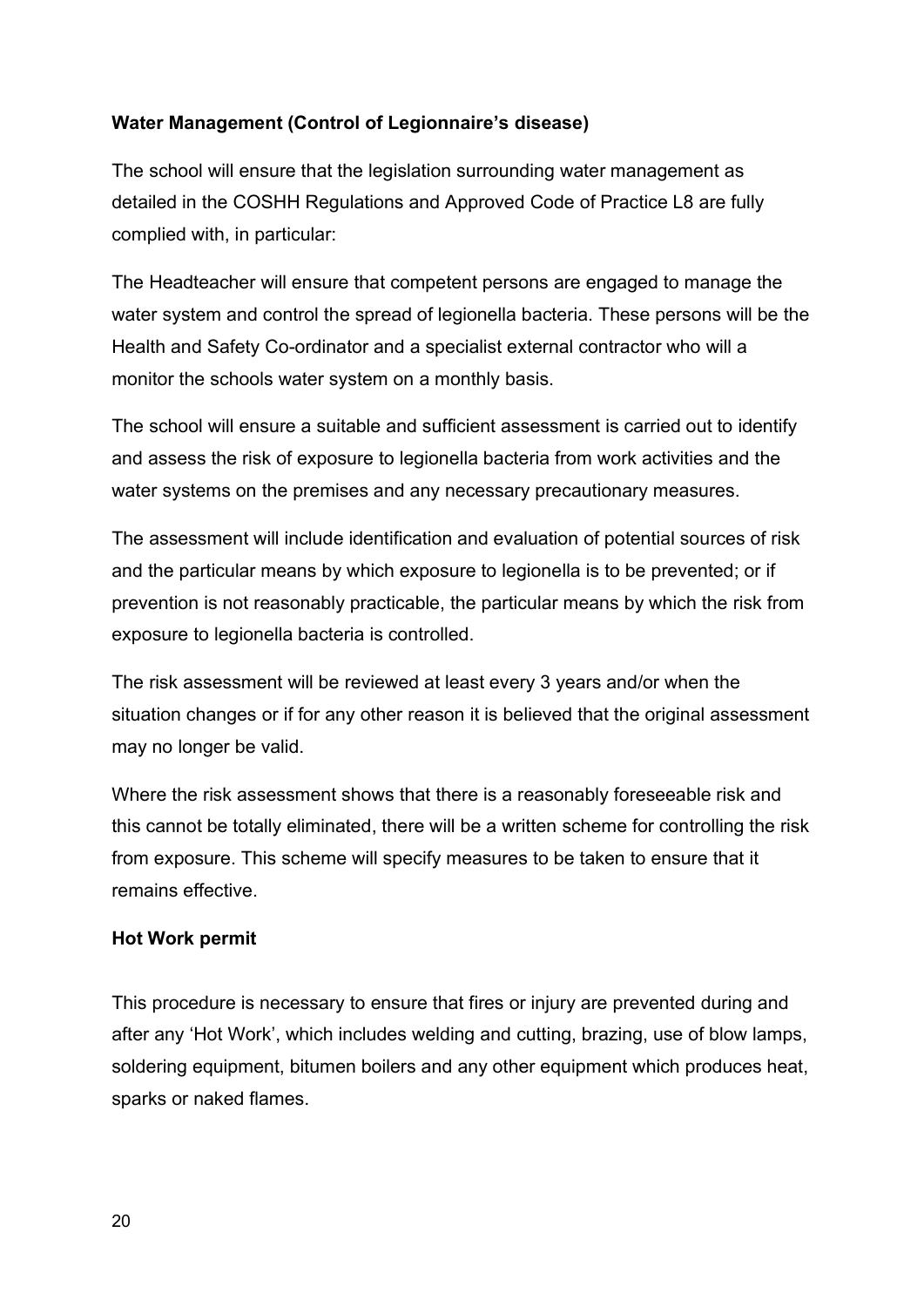**Water Management (Control of Legionnaire's disease)**

The school will ensure that the legislation surrounding water management as detailed in the COSHH Regulations and Approved Code of Practice L8 are fully complied with, in particular:

The Headteacher will ensure that competent persons are engaged to manage the water system and control the spread of legionella bacteria. These persons will be the Health and Safety Co-ordinator and a specialist external contractor who will a monitor the schools water system on a monthly basis.

The school will ensure a suitable and sufficient assessment is carried out to identify and assess the risk of exposure to legionella bacteria from work activities and the water systems on the premises and any necessary precautionary measures.

The assessment will include identification and evaluation of potential sources of risk and the particular means by which exposure to legionella is to be prevented; or if prevention is not reasonably practicable, the particular means by which the risk from exposure to legionella bacteria is controlled.

The risk assessment will be reviewed at least every 3 years and/or when the situation changes or if for any other reason it is believed that the original assessment may no longer be valid.

Where the risk assessment shows that there is a reasonably foreseeable risk and this cannot be totally eliminated, there will be a written scheme for controlling the risk from exposure. This scheme will specify measures to be taken to ensure that it remains effective.

**Hot Work permit**

This procedure is necessary to ensure that fires or injury are prevented during and after any 'Hot Work', which includes welding and cutting, brazing, use of blow lamps, soldering equipment, bitumen boilers and any other equipment which produces heat, sparks or naked flames.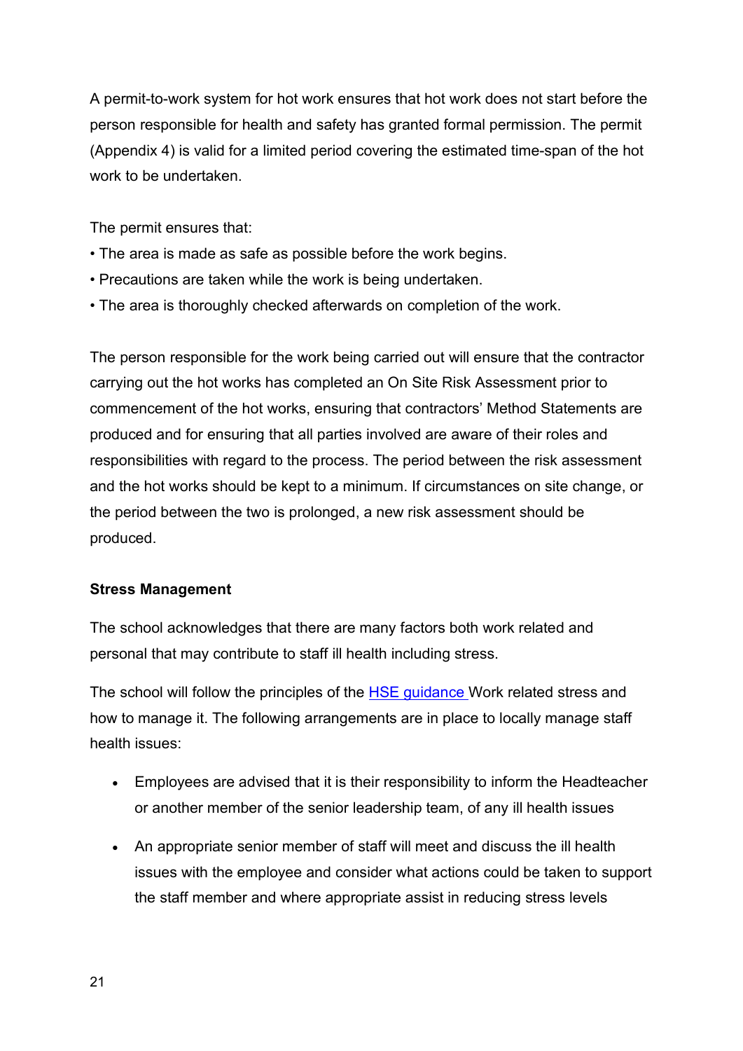A permit-to-work system for hot work ensures that hot work does not start before the person responsible for health and safety has granted formal permission. The permit (Appendix 4) is valid for a limited period covering the estimated time-span of the hot work to be undertaken.

The permit ensures that:

- The area is made as safe as possible before the work begins.
- Precautions are taken while the work is being undertaken.
- The area is thoroughly checked afterwards on completion of the work.

The person responsible for the work being carried out will ensure that the contractor carrying out the hot works has completed an On Site Risk Assessment prior to commencement of the hot works, ensuring that contractors' Method Statements are produced and for ensuring that all parties involved are aware of their roles and responsibilities with regard to the process. The period between the risk assessment and the hot works should be kept to a minimum. If circumstances on site change, or the period between the two is prolonged, a new risk assessment should be produced.

**Stress Management**

The school acknowledges that there are many factors both work related and personal that may contribute to staff ill health including stress.

The school will follow the principles of the HSE guidance Work related stress and how to manage it. The following arrangements are in place to locally manage staff health issues:

- Employees are advised that it is their responsibility to inform the Headteacher or another member of the senior leadership team, of any ill health issues
- An appropriate senior member of staff will meet and discuss the ill health issues with the employee and consider what actions could be taken to support the staff member and where appropriate assist in reducing stress levels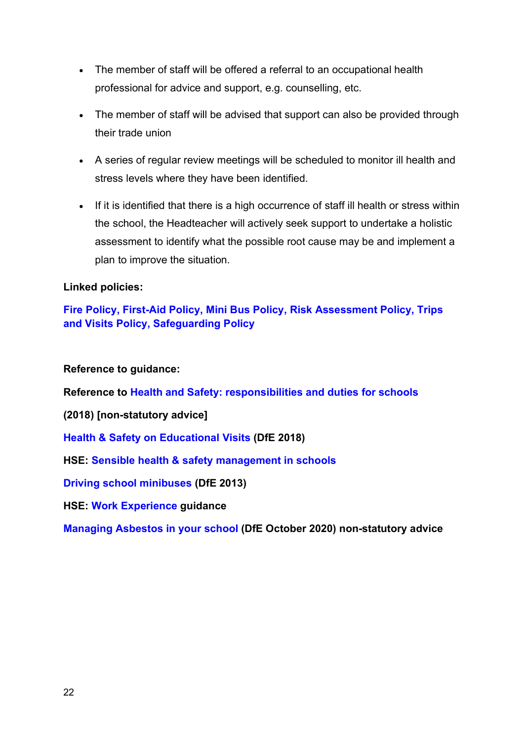- The member of staff will be offered a referral to an occupational health professional for advice and support, e.g. counselling, etc.
- The member of staff will be advised that support can also be provided through their trade union
- A series of regular review meetings will be scheduled to monitor ill health and stress levels where they have been identified.
- If it is identified that there is a high occurrence of staff ill health or stress within the school, the Headteacher will actively seek support to undertake a holistic assessment to identify what the possible root cause may be and implement a plan to improve the situation.

**Linked policies:**

**Fire Policy, First-Aid Policy, Mini Bus Policy, Risk Assessment Policy, Trips and Visits Policy, Safeguarding Policy**

**Reference to guidance:**

**Reference to Health and Safety: responsibilities and duties for schools**

**(2018) [non-statutory advice]**

**Health & Safety on Educational Visits (DfE 2018)**

**HSE: Sensible health & safety management in schools**

**Driving school minibuses (DfE 2013)**

**HSE: Work Experience guidance**

**Managing Asbestos in your school (DfE October 2020) non-statutory advice**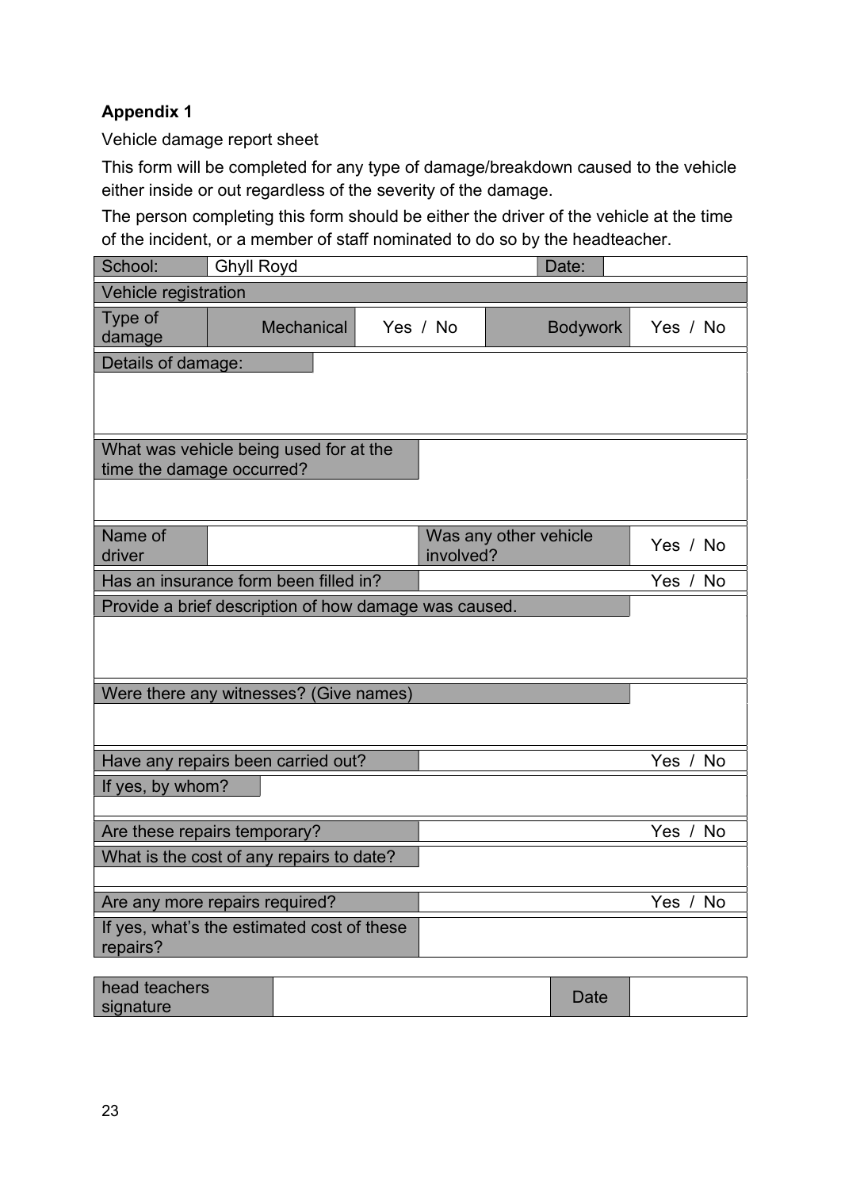**Appendix 1**

Vehicle damage report sheet

This form will be completed for any type of damage/breakdown caused to the vehicle either inside or out regardless of the severity of the damage.

The person completing this form should be either the driver of the vehicle at the time of the incident, or a member of staff nominated to do so by the headteacher.

| School: | Ghyll Royd | | | Date: | |
|---|---|---|---|---|---|
| Vehicle registration | | | | | |
| Type of damage | Mechanical | Yes / No | | Bodywork | Yes / No |
| Details of damage: | | | | | |
| | | | | | |
| What was vehicle being used for at the time the damage occurred? | | | | | |
| | | | | | |
| Name of driver | | | Was any other vehicle involved? | | Yes / No |
| Has an insurance form been filled in? | | | | | Yes / No |
| Provide a brief description of how damage was caused. | | | | | |
| | | | | | |
| Were there any witnesses? (Give names) | | | | | |
| | | | | | |
| Have any repairs been carried out? | | | | | Yes / No |
| If yes, by whom? | | | | | |
| | | | | | |
| Are these repairs temporary? | | | | | Yes / No |
| What is the cost of any repairs to date? | | | | | |
| | | | | | |
| Are any more repairs required? | | | | | Yes / No |
| If yes, what's the estimated cost of these repairs? | | | | | |

| head teachers signature | | Date | |
|---|---|---|---|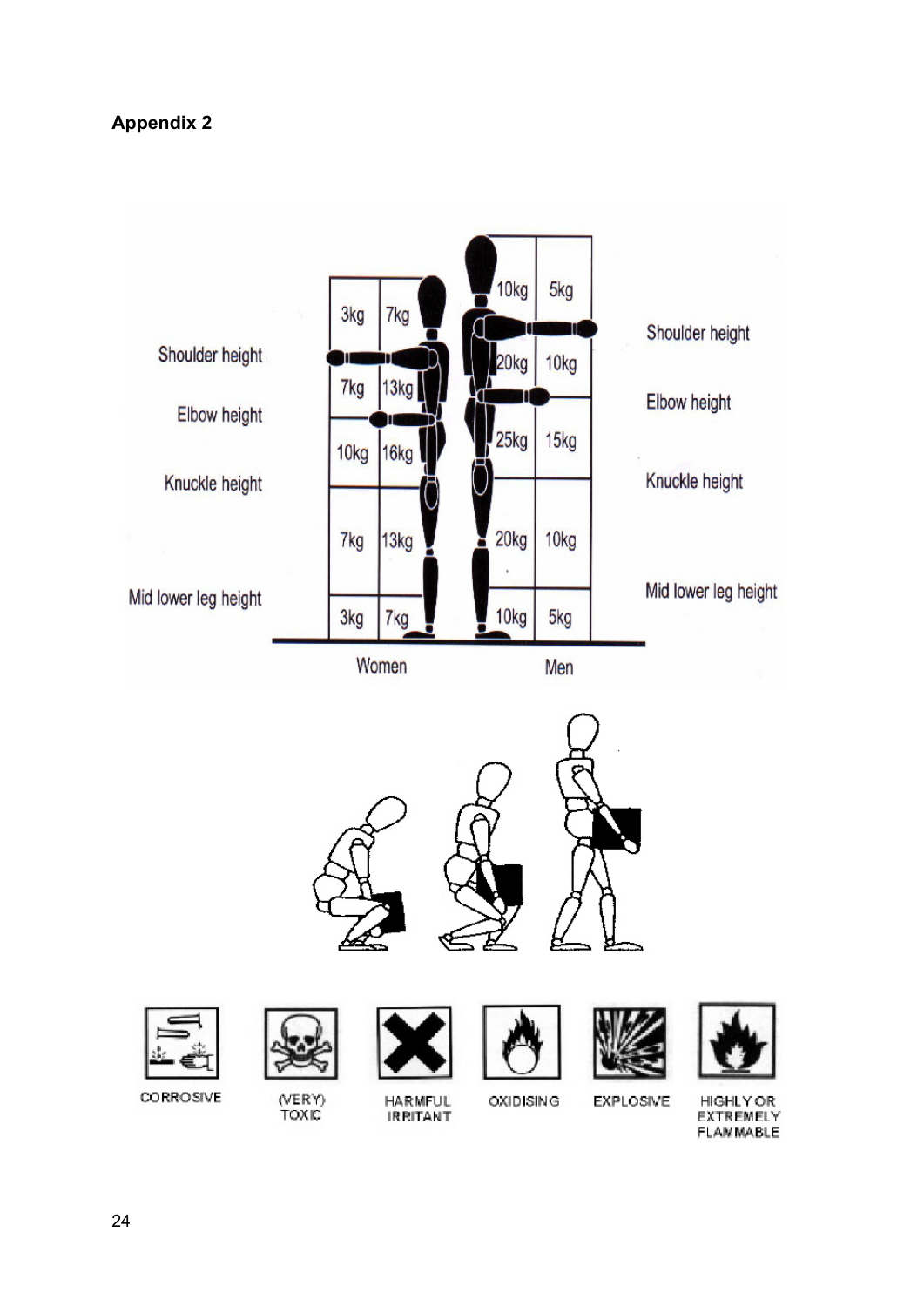**Appendix 2**

Shoulder height

Elbow height

Knuckle height

Mid lower leg height

| Women | | Men | |
|---|---|---|---|
| 3kg | 7kg | 10kg | 5kg |
| 7kg | 13kg | 20kg | 10kg |
| 10kg | 16kg | 25kg | 15kg |
| 7kg | 13kg | 20kg | 10kg |
| 3kg | 7kg | 10kg | 5kg |

CORROSIVE

(VERY) TOXIC

HARMFUL IRRITANT

OXIDISING

EXPLOSIVE

HIGHLY OR EXTREMELY FLAMMABLE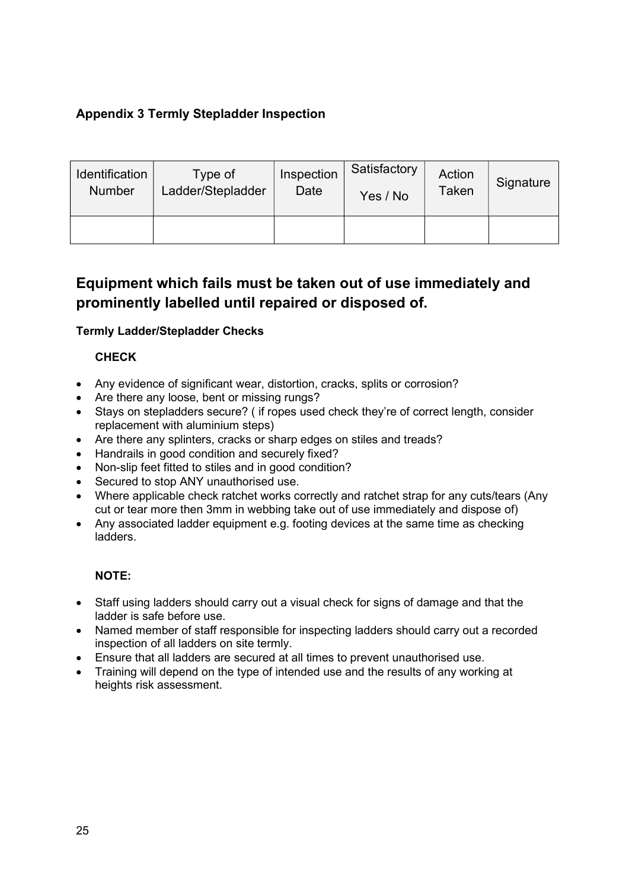### Appendix 3 Termly Stepladder Inspection

| Identification Number | Type of Ladder/Stepladder | Inspection Date | Satisfactory Yes / No | Action Taken | Signature |
|---|---|---|---|---|---|
| | | | | | |

## Equipment which fails must be taken out of use immediately and prominently labelled until repaired or disposed of.

**Termly Ladder/Stepladder Checks**

**CHECK**

- Any evidence of significant wear, distortion, cracks, splits or corrosion?
- Are there any loose, bent or missing rungs?
- Stays on stepladders secure? ( if ropes used check they're of correct length, consider replacement with aluminium steps)
- Are there any splinters, cracks or sharp edges on stiles and treads?
- Handrails in good condition and securely fixed?
- Non-slip feet fitted to stiles and in good condition?
- Secured to stop ANY unauthorised use.
- Where applicable check ratchet works correctly and ratchet strap for any cuts/tears (Any cut or tear more then 3mm in webbing take out of use immediately and dispose of)
- Any associated ladder equipment e.g. footing devices at the same time as checking ladders.

**NOTE:**

- Staff using ladders should carry out a visual check for signs of damage and that the ladder is safe before use.
- Named member of staff responsible for inspecting ladders should carry out a recorded inspection of all ladders on site termly.
- Ensure that all ladders are secured at all times to prevent unauthorised use.
- Training will depend on the type of intended use and the results of any working at heights risk assessment.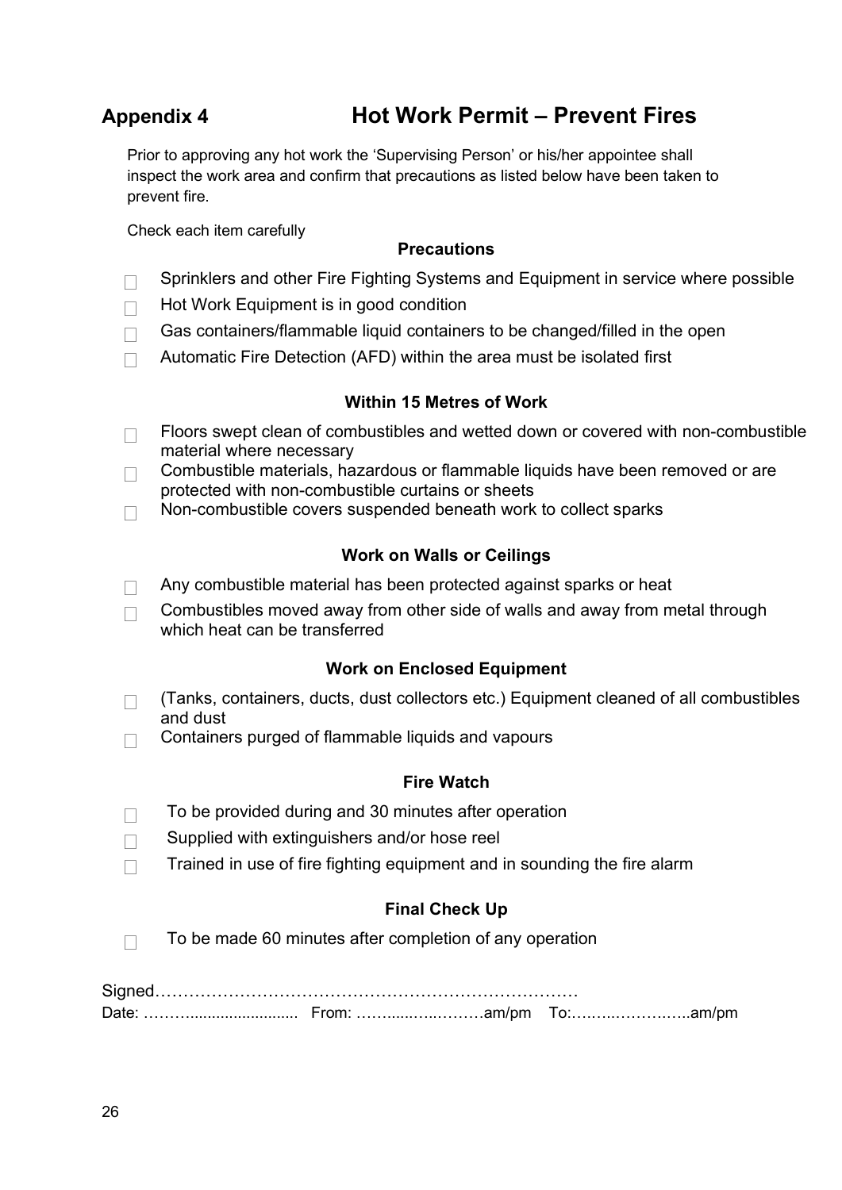## Appendix 4 Hot Work Permit – Prevent Fires

Prior to approving any hot work the 'Supervising Person' or his/her appointee shall inspect the work area and confirm that precautions as listed below have been taken to prevent fire.

Check each item carefully

### Precautions

- ☐ Sprinklers and other Fire Fighting Systems and Equipment in service where possible
- ☐ Hot Work Equipment is in good condition
- ☐ Gas containers/flammable liquid containers to be changed/filled in the open
- ☐ Automatic Fire Detection (AFD) within the area must be isolated first

### Within 15 Metres of Work

- ☐ Floors swept clean of combustibles and wetted down or covered with non-combustible material where necessary
- ☐ Combustible materials, hazardous or flammable liquids have been removed or are protected with non-combustible curtains or sheets
- ☐ Non-combustible covers suspended beneath work to collect sparks

### Work on Walls or Ceilings

- ☐ Any combustible material has been protected against sparks or heat
- ☐ Combustibles moved away from other side of walls and away from metal through which heat can be transferred

### Work on Enclosed Equipment

- ☐ (Tanks, containers, ducts, dust collectors etc.) Equipment cleaned of all combustibles and dust
- ☐ Containers purged of flammable liquids and vapours

### Fire Watch

- ☐ To be provided during and 30 minutes after operation
- ☐ Supplied with extinguishers and/or hose reel
- ☐ Trained in use of fire fighting equipment and in sounding the fire alarm

### Final Check Up

- ☐ To be made 60 minutes after completion of any operation

Signed………………………………………………………………

Date: ……….................... From: ……......…..………am/pm To:….…..…………..am/pm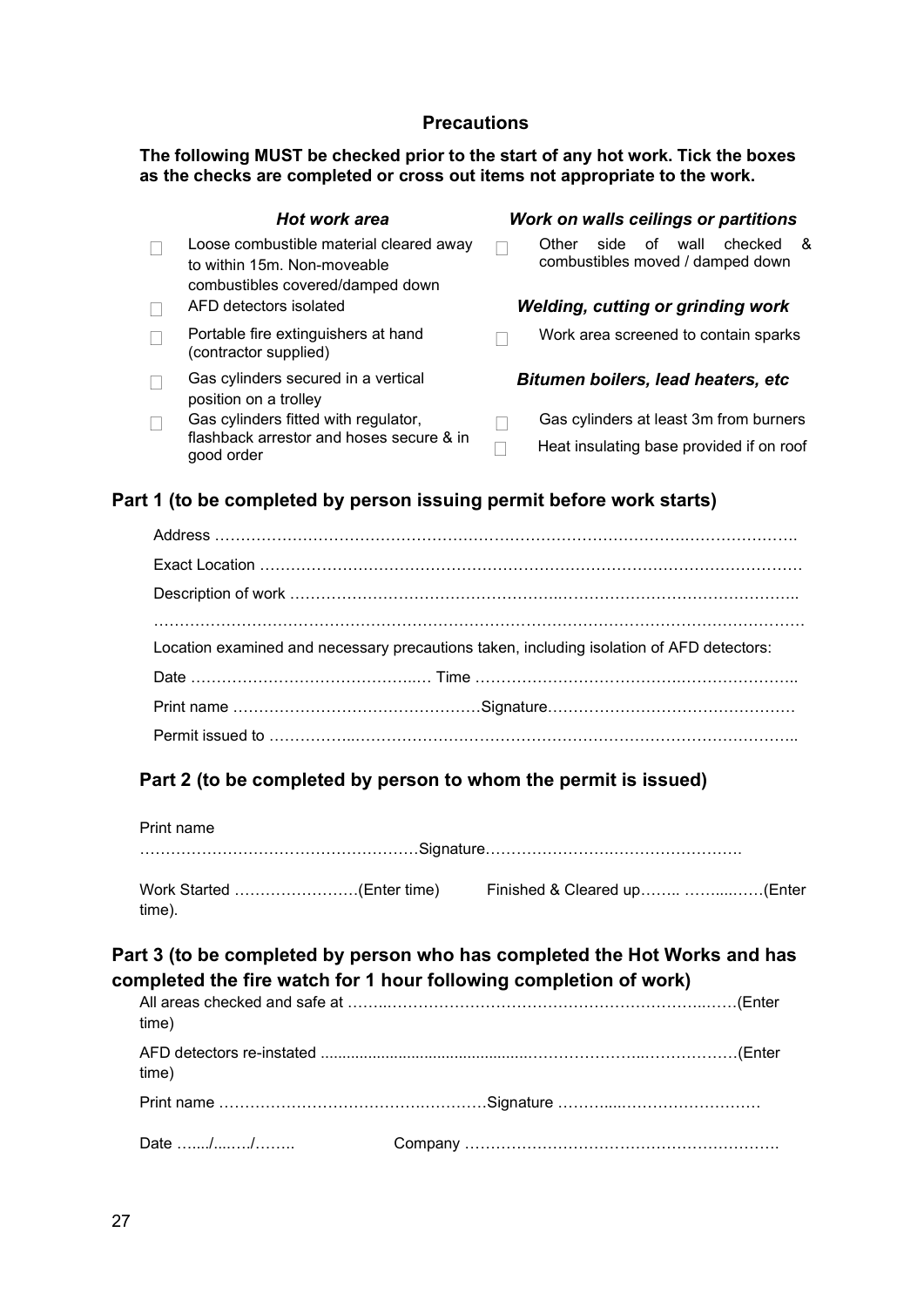## Precautions

**The following MUST be checked prior to the start of any hot work. Tick the boxes as the checks are completed or cross out items not appropriate to the work.**

***Hot work area***

- ☐ Loose combustible material cleared away to within 15m. Non-moveable combustibles covered/damped down
- ☐ AFD detectors isolated
- ☐ Portable fire extinguishers at hand (contractor supplied)
- ☐ Gas cylinders secured in a vertical position on a trolley
- ☐ Gas cylinders fitted with regulator, flashback arrestor and hoses secure & in good order

***Work on walls ceilings or partitions***

- ☐ Other side of wall checked & combustibles moved / damped down

***Welding, cutting or grinding work***

- ☐ Work area screened to contain sparks

***Bitumen boilers, lead heaters, etc***

- ☐ Gas cylinders at least 3m from burners
- ☐ Heat insulating base provided if on roof

## Part 1 (to be completed by person issuing permit before work starts)

Address ……………………………………………………………………………………………….

Exact Location ……………………………………………………………………………………………

Description of work ……………………………………………………………………………………..

…………………………………………………………………………………………………………………

Location examined and necessary precautions taken, including isolation of AFD detectors:

Date ……………………………………… Time ……………………………………………………..

Print name …………………………………………Signature…………………………………………

Permit issued to ……………………………………………………………………………………..

## Part 2 (to be completed by person to whom the permit is issued)

Print name ………………………………………………Signature…………………………………………….

Work Started ……………………(Enter time)  Finished & Cleared up…….. ……..……(Enter time).

## Part 3 (to be completed by person who has completed the Hot Works and has completed the fire watch for 1 hour following completion of work)

All areas checked and safe at ……………………………………………………………………(Enter time)

AFD detectors re-instated ……………………………………………………………………(Enter time)

Print name ……………………………………………Signature ………………………………

Date ……/……/……..  Company …………………………………………………….